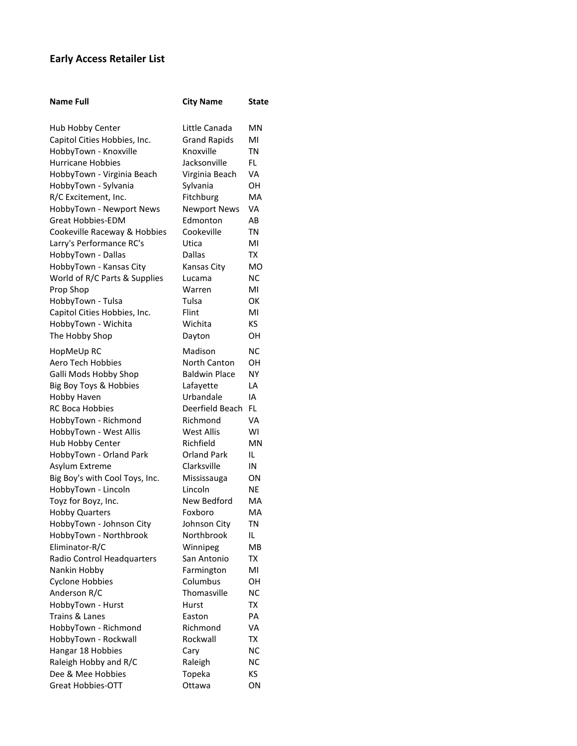# Early Access Retailer List

| Name Full | City Name | State |
|---|---|---|
| Hub Hobby Center | Little Canada | MN |
| Capitol Cities Hobbies, Inc. | Grand Rapids | MI |
| HobbyTown - Knoxville | Knoxville | TN |
| Hurricane Hobbies | Jacksonville | FL |
| HobbyTown - Virginia Beach | Virginia Beach | VA |
| HobbyTown - Sylvania | Sylvania | OH |
| R/C Excitement, Inc. | Fitchburg | MA |
| HobbyTown - Newport News | Newport News | VA |
| Great Hobbies-EDM | Edmonton | AB |
| Cookeville Raceway & Hobbies | Cookeville | TN |
| Larry's Performance RC's | Utica | MI |
| HobbyTown - Dallas | Dallas | TX |
| HobbyTown - Kansas City | Kansas City | MO |
| World of R/C Parts & Supplies | Lucama | NC |
| Prop Shop | Warren | MI |
| HobbyTown - Tulsa | Tulsa | OK |
| Capitol Cities Hobbies, Inc. | Flint | MI |
| HobbyTown - Wichita | Wichita | KS |
| The Hobby Shop | Dayton | OH |
| HopMeUp RC | Madison | NC |
| Aero Tech Hobbies | North Canton | OH |
| Galli Mods Hobby Shop | Baldwin Place | NY |
| Big Boy Toys & Hobbies | Lafayette | LA |
| Hobby Haven | Urbandale | IA |
| RC Boca Hobbies | Deerfield Beach | FL |
| HobbyTown - Richmond | Richmond | VA |
| HobbyTown - West Allis | West Allis | WI |
| Hub Hobby Center | Richfield | MN |
| HobbyTown - Orland Park | Orland Park | IL |
| Asylum Extreme | Clarksville | IN |
| Big Boy's with Cool Toys, Inc. | Mississauga | ON |
| HobbyTown - Lincoln | Lincoln | NE |
| Toyz for Boyz, Inc. | New Bedford | MA |
| Hobby Quarters | Foxboro | MA |
| HobbyTown - Johnson City | Johnson City | TN |
| HobbyTown - Northbrook | Northbrook | IL |
| Eliminator-R/C | Winnipeg | MB |
| Radio Control Headquarters | San Antonio | TX |
| Nankin Hobby | Farmington | MI |
| Cyclone Hobbies | Columbus | OH |
| Anderson R/C | Thomasville | NC |
| HobbyTown - Hurst | Hurst | TX |
| Trains & Lanes | Easton | PA |
| HobbyTown - Richmond | Richmond | VA |
| HobbyTown - Rockwall | Rockwall | TX |
| Hangar 18 Hobbies | Cary | NC |
| Raleigh Hobby and R/C | Raleigh | NC |
| Dee & Mee Hobbies | Topeka | KS |
| Great Hobbies-OTT | Ottawa | ON |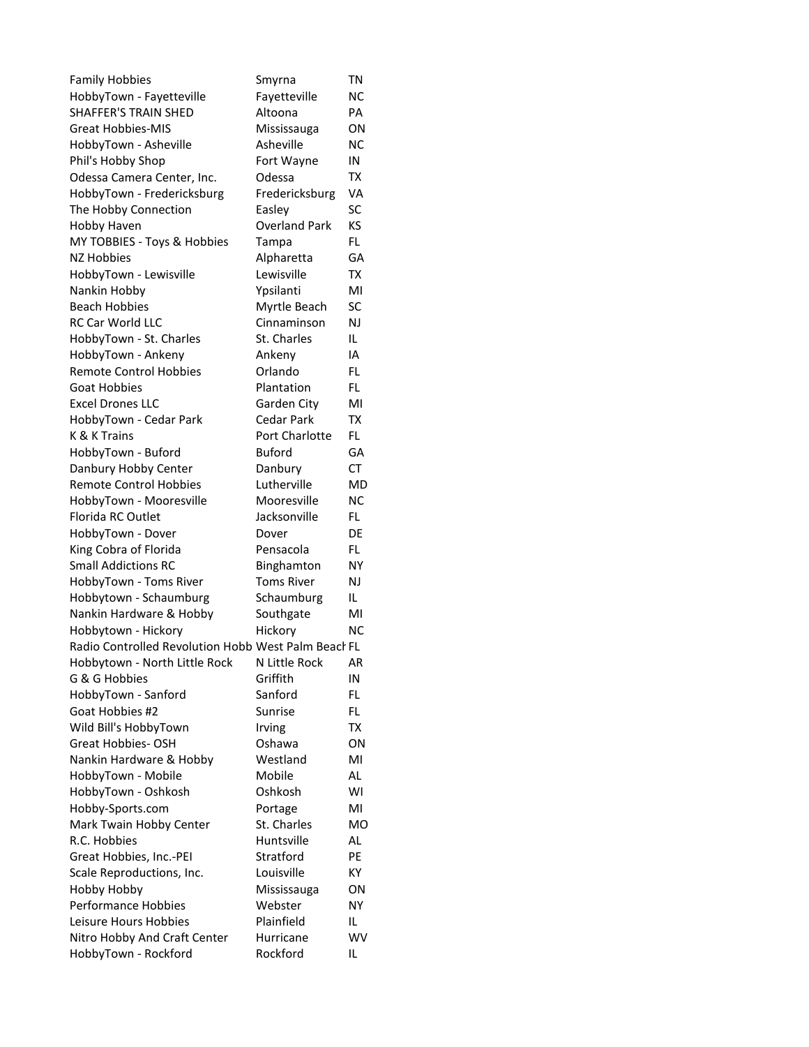| | | |
|---|---|---|
| Family Hobbies | Smyrna | TN |
| HobbyTown - Fayetteville | Fayetteville | NC |
| SHAFFER'S TRAIN SHED | Altoona | PA |
| Great Hobbies-MIS | Mississauga | ON |
| HobbyTown - Asheville | Asheville | NC |
| Phil's Hobby Shop | Fort Wayne | IN |
| Odessa Camera Center, Inc. | Odessa | TX |
| HobbyTown - Fredericksburg | Fredericksburg | VA |
| The Hobby Connection | Easley | SC |
| Hobby Haven | Overland Park | KS |
| MY TOBBIES - Toys & Hobbies | Tampa | FL |
| NZ Hobbies | Alpharetta | GA |
| HobbyTown - Lewisville | Lewisville | TX |
| Nankin Hobby | Ypsilanti | MI |
| Beach Hobbies | Myrtle Beach | SC |
| RC Car World LLC | Cinnaminson | NJ |
| HobbyTown - St. Charles | St. Charles | IL |
| HobbyTown - Ankeny | Ankeny | IA |
| Remote Control Hobbies | Orlando | FL |
| Goat Hobbies | Plantation | FL |
| Excel Drones LLC | Garden City | MI |
| HobbyTown - Cedar Park | Cedar Park | TX |
| K & K Trains | Port Charlotte | FL |
| HobbyTown - Buford | Buford | GA |
| Danbury Hobby Center | Danbury | CT |
| Remote Control Hobbies | Lutherville | MD |
| HobbyTown - Mooresville | Mooresville | NC |
| Florida RC Outlet | Jacksonville | FL |
| HobbyTown - Dover | Dover | DE |
| King Cobra of Florida | Pensacola | FL |
| Small Addictions RC | Binghamton | NY |
| HobbyTown - Toms River | Toms River | NJ |
| Hobbytown - Schaumburg | Schaumburg | IL |
| Nankin Hardware & Hobby | Southgate | MI |
| Hobbytown - Hickory | Hickory | NC |
| Radio Controlled Revolution Hobb | West Palm Beach | FL |
| Hobbytown - North Little Rock | N Little Rock | AR |
| G & G Hobbies | Griffith | IN |
| HobbyTown - Sanford | Sanford | FL |
| Goat Hobbies #2 | Sunrise | FL |
| Wild Bill's HobbyTown | Irving | TX |
| Great Hobbies- OSH | Oshawa | ON |
| Nankin Hardware & Hobby | Westland | MI |
| HobbyTown - Mobile | Mobile | AL |
| HobbyTown - Oshkosh | Oshkosh | WI |
| Hobby-Sports.com | Portage | MI |
| Mark Twain Hobby Center | St. Charles | MO |
| R.C. Hobbies | Huntsville | AL |
| Great Hobbies, Inc.-PEI | Stratford | PE |
| Scale Reproductions, Inc. | Louisville | KY |
| Hobby Hobby | Mississauga | ON |
| Performance Hobbies | Webster | NY |
| Leisure Hours Hobbies | Plainfield | IL |
| Nitro Hobby And Craft Center | Hurricane | WV |
| HobbyTown - Rockford | Rockford | IL |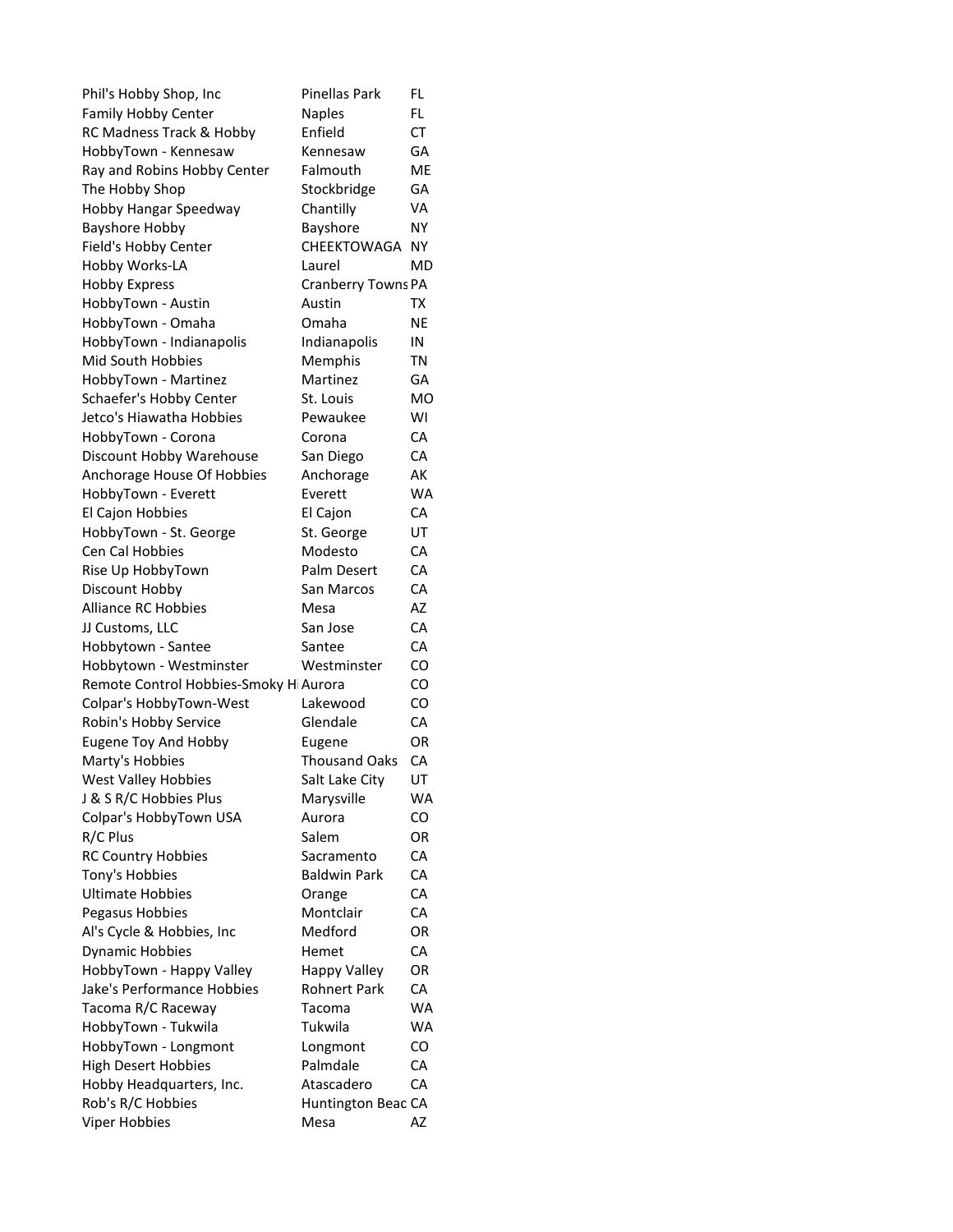| | | |
|---|---|---|
| Phil's Hobby Shop, Inc | Pinellas Park | FL |
| Family Hobby Center | Naples | FL |
| RC Madness Track & Hobby | Enfield | CT |
| HobbyTown - Kennesaw | Kennesaw | GA |
| Ray and Robins Hobby Center | Falmouth | ME |
| The Hobby Shop | Stockbridge | GA |
| Hobby Hangar Speedway | Chantilly | VA |
| Bayshore Hobby | Bayshore | NY |
| Field's Hobby Center | CHEEKTOWAGA | NY |
| Hobby Works-LA | Laurel | MD |
| Hobby Express | Cranberry Towns | PA |
| HobbyTown - Austin | Austin | TX |
| HobbyTown - Omaha | Omaha | NE |
| HobbyTown - Indianapolis | Indianapolis | IN |
| Mid South Hobbies | Memphis | TN |
| HobbyTown - Martinez | Martinez | GA |
| Schaefer's Hobby Center | St. Louis | MO |
| Jetco's Hiawatha Hobbies | Pewaukee | WI |
| HobbyTown - Corona | Corona | CA |
| Discount Hobby Warehouse | San Diego | CA |
| Anchorage House Of Hobbies | Anchorage | AK |
| HobbyTown - Everett | Everett | WA |
| El Cajon Hobbies | El Cajon | CA |
| HobbyTown - St. George | St. George | UT |
| Cen Cal Hobbies | Modesto | CA |
| Rise Up HobbyTown | Palm Desert | CA |
| Discount Hobby | San Marcos | CA |
| Alliance RC Hobbies | Mesa | AZ |
| JJ Customs, LLC | San Jose | CA |
| Hobbytown - Santee | Santee | CA |
| Hobbytown - Westminster | Westminster | CO |
| Remote Control Hobbies-Smoky H | Aurora | CO |
| Colpar's HobbyTown-West | Lakewood | CO |
| Robin's Hobby Service | Glendale | CA |
| Eugene Toy And Hobby | Eugene | OR |
| Marty's Hobbies | Thousand Oaks | CA |
| West Valley Hobbies | Salt Lake City | UT |
| J & S R/C Hobbies Plus | Marysville | WA |
| Colpar's HobbyTown USA | Aurora | CO |
| R/C Plus | Salem | OR |
| RC Country Hobbies | Sacramento | CA |
| Tony's Hobbies | Baldwin Park | CA |
| Ultimate Hobbies | Orange | CA |
| Pegasus Hobbies | Montclair | CA |
| Al's Cycle & Hobbies, Inc | Medford | OR |
| Dynamic Hobbies | Hemet | CA |
| HobbyTown - Happy Valley | Happy Valley | OR |
| Jake's Performance Hobbies | Rohnert Park | CA |
| Tacoma R/C Raceway | Tacoma | WA |
| HobbyTown - Tukwila | Tukwila | WA |
| HobbyTown - Longmont | Longmont | CO |
| High Desert Hobbies | Palmdale | CA |
| Hobby Headquarters, Inc. | Atascadero | CA |
| Rob's R/C Hobbies | Huntington Beac | CA |
| Viper Hobbies | Mesa | AZ |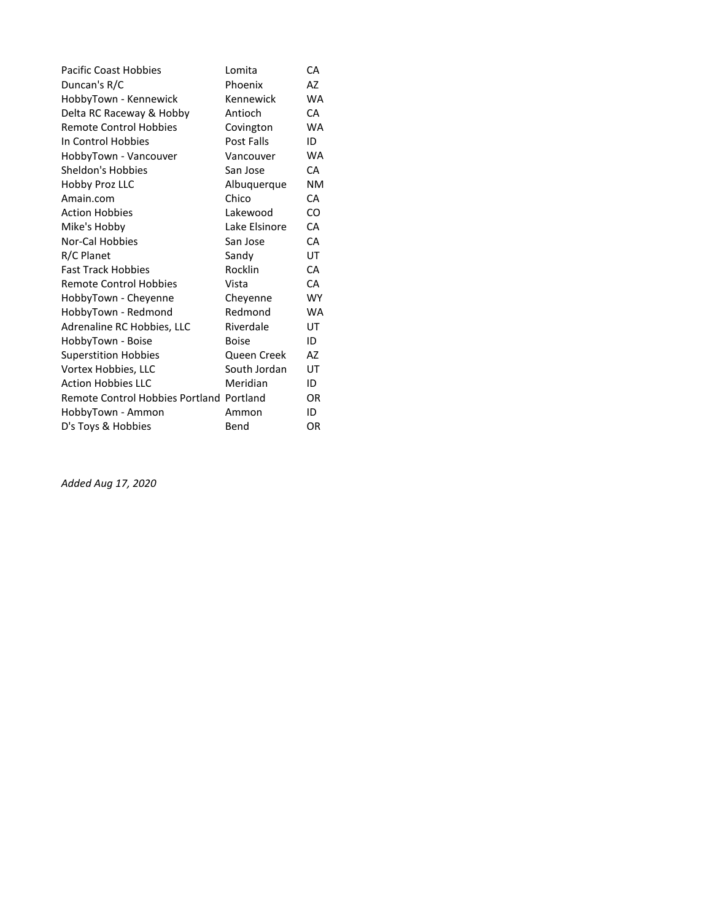| | | |
|---|---|---|
| Pacific Coast Hobbies | Lomita | CA |
| Duncan's R/C | Phoenix | AZ |
| HobbyTown - Kennewick | Kennewick | WA |
| Delta RC Raceway & Hobby | Antioch | CA |
| Remote Control Hobbies | Covington | WA |
| In Control Hobbies | Post Falls | ID |
| HobbyTown - Vancouver | Vancouver | WA |
| Sheldon's Hobbies | San Jose | CA |
| Hobby Proz LLC | Albuquerque | NM |
| Amain.com | Chico | CA |
| Action Hobbies | Lakewood | CO |
| Mike's Hobby | Lake Elsinore | CA |
| Nor-Cal Hobbies | San Jose | CA |
| R/C Planet | Sandy | UT |
| Fast Track Hobbies | Rocklin | CA |
| Remote Control Hobbies | Vista | CA |
| HobbyTown - Cheyenne | Cheyenne | WY |
| HobbyTown - Redmond | Redmond | WA |
| Adrenaline RC Hobbies, LLC | Riverdale | UT |
| HobbyTown - Boise | Boise | ID |
| Superstition Hobbies | Queen Creek | AZ |
| Vortex Hobbies, LLC | South Jordan | UT |
| Action Hobbies LLC | Meridian | ID |
| Remote Control Hobbies Portland | Portland | OR |
| HobbyTown - Ammon | Ammon | ID |
| D's Toys & Hobbies | Bend | OR |

*Added Aug 17, 2020*